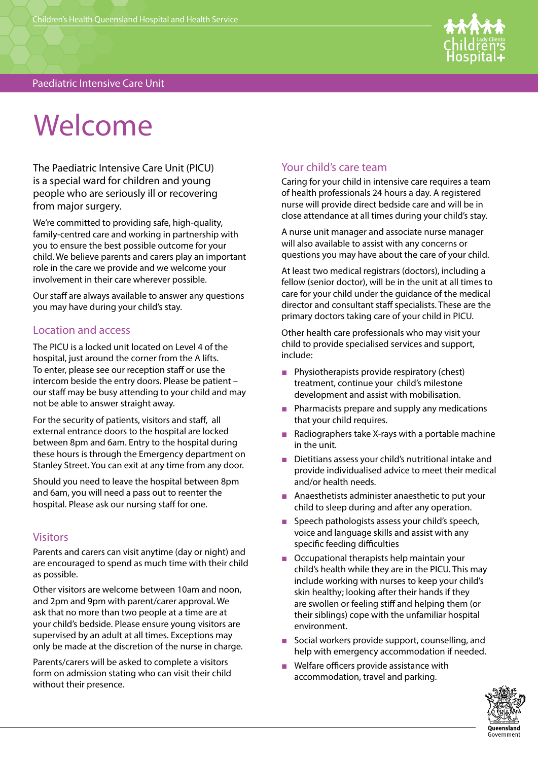Children's Health Queensland Hospital and Health Service

Paediatric Intensive Care Unit

# Welcome

The Paediatric Intensive Care Unit (PICU) is a special ward for children and young people who are seriously ill or recovering from major surgery.

We're committed to providing safe, high-quality, family-centred care and working in partnership with you to ensure the best possible outcome for your child. We believe parents and carers play an important role in the care we provide and we welcome your involvement in their care wherever possible.

Our staff are always available to answer any questions you may have during your child's stay.

## Location and access

The PICU is a locked unit located on Level 4 of the hospital, just around the corner from the A lifts. To enter, please see our reception staff or use the intercom beside the entry doors. Please be patient – our staff may be busy attending to your child and may not be able to answer straight away.

For the security of patients, visitors and staff, all external entrance doors to the hospital are locked between 8pm and 6am. Entry to the hospital during these hours is through the Emergency department on Stanley Street. You can exit at any time from any door.

Should you need to leave the hospital between 8pm and 6am, you will need a pass out to reenter the hospital. Please ask our nursing staff for one.

## Visitors

Parents and carers can visit anytime (day or night) and are encouraged to spend as much time with their child as possible.

Other visitors are welcome between 10am and noon, and 2pm and 9pm with parent/carer approval. We ask that no more than two people at a time are at your child's bedside. Please ensure young visitors are supervised by an adult at all times. Exceptions may only be made at the discretion of the nurse in charge.

Parents/carers will be asked to complete a visitors form on admission stating who can visit their child without their presence.

## Your child's care team

Caring for your child in intensive care requires a team of health professionals 24 hours a day. A registered nurse will provide direct bedside care and will be in close attendance at all times during your child's stay.

A nurse unit manager and associate nurse manager will also available to assist with any concerns or questions you may have about the care of your child.

At least two medical registrars (doctors), including a fellow (senior doctor), will be in the unit at all times to care for your child under the guidance of the medical director and consultant staff specialists. These are the primary doctors taking care of your child in PICU.

Other health care professionals who may visit your child to provide specialised services and support, include:

- Physiotherapists provide respiratory (chest) treatment, continue your child's milestone development and assist with mobilisation.
- Pharmacists prepare and supply any medications that your child requires.
- Radiographers take X-rays with a portable machine in the unit.
- Dietitians assess your child's nutritional intake and provide individualised advice to meet their medical and/or health needs.
- Anaesthetists administer anaesthetic to put your child to sleep during and after any operation.
- Speech pathologists assess your child's speech, voice and language skills and assist with any specific feeding difficulties
- Occupational therapists help maintain your child's health while they are in the PICU. This may include working with nurses to keep your child's skin healthy; looking after their hands if they are swollen or feeling stiff and helping them (or their siblings) cope with the unfamiliar hospital environment.
- Social workers provide support, counselling, and help with emergency accommodation if needed.
- Welfare officers provide assistance with accommodation, travel and parking.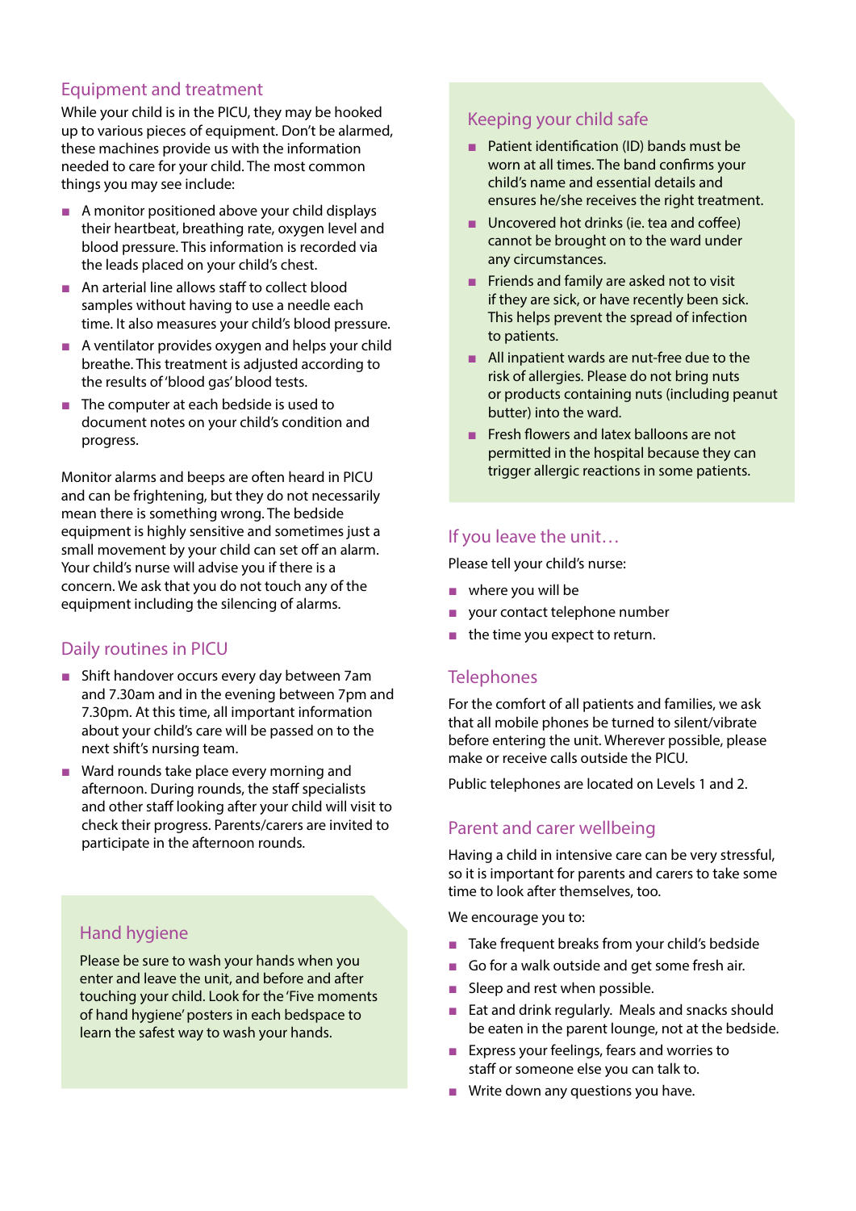## Equipment and treatment

While your child is in the PICU, they may be hooked up to various pieces of equipment. Don't be alarmed, these machines provide us with the information needed to care for your child. The most common things you may see include:

- A monitor positioned above your child displays their heartbeat, breathing rate, oxygen level and blood pressure. This information is recorded via the leads placed on your child's chest.
- An arterial line allows staff to collect blood samples without having to use a needle each time. It also measures your child's blood pressure.
- A ventilator provides oxygen and helps your child breathe. This treatment is adjusted according to the results of 'blood gas' blood tests.
- The computer at each bedside is used to document notes on your child's condition and progress.

Monitor alarms and beeps are often heard in PICU and can be frightening, but they do not necessarily mean there is something wrong. The bedside equipment is highly sensitive and sometimes just a small movement by your child can set off an alarm. Your child's nurse will advise you if there is a concern. We ask that you do not touch any of the equipment including the silencing of alarms.

## Daily routines in PICU

- Shift handover occurs every day between 7am and 7.30am and in the evening between 7pm and 7.30pm. At this time, all important information about your child's care will be passed on to the next shift's nursing team.
- Ward rounds take place every morning and afternoon. During rounds, the staff specialists and other staff looking after your child will visit to check their progress. Parents/carers are invited to participate in the afternoon rounds.

## Hand hygiene

Please be sure to wash your hands when you enter and leave the unit, and before and after touching your child. Look for the 'Five moments of hand hygiene' posters in each bedspace to learn the safest way to wash your hands.

## Keeping your child safe

- Patient identification (ID) bands must be worn at all times. The band confirms your child's name and essential details and ensures he/she receives the right treatment.
- Uncovered hot drinks (ie. tea and coffee) cannot be brought on to the ward under any circumstances.
- Friends and family are asked not to visit if they are sick, or have recently been sick. This helps prevent the spread of infection to patients.
- All inpatient wards are nut-free due to the risk of allergies. Please do not bring nuts or products containing nuts (including peanut butter) into the ward.
- Fresh flowers and latex balloons are not permitted in the hospital because they can trigger allergic reactions in some patients.

## If you leave the unit…

Please tell your child's nurse:

- where you will be
- your contact telephone number
- the time you expect to return.

## Telephones

For the comfort of all patients and families, we ask that all mobile phones be turned to silent/vibrate before entering the unit. Wherever possible, please make or receive calls outside the PICU.

Public telephones are located on Levels 1 and 2.

## Parent and carer wellbeing

Having a child in intensive care can be very stressful, so it is important for parents and carers to take some time to look after themselves, too.

We encourage you to:

- Take frequent breaks from your child's bedside
- Go for a walk outside and get some fresh air.
- Sleep and rest when possible.
- Eat and drink regularly. Meals and snacks should be eaten in the parent lounge, not at the bedside.
- Express your feelings, fears and worries to staff or someone else you can talk to.
- Write down any questions you have.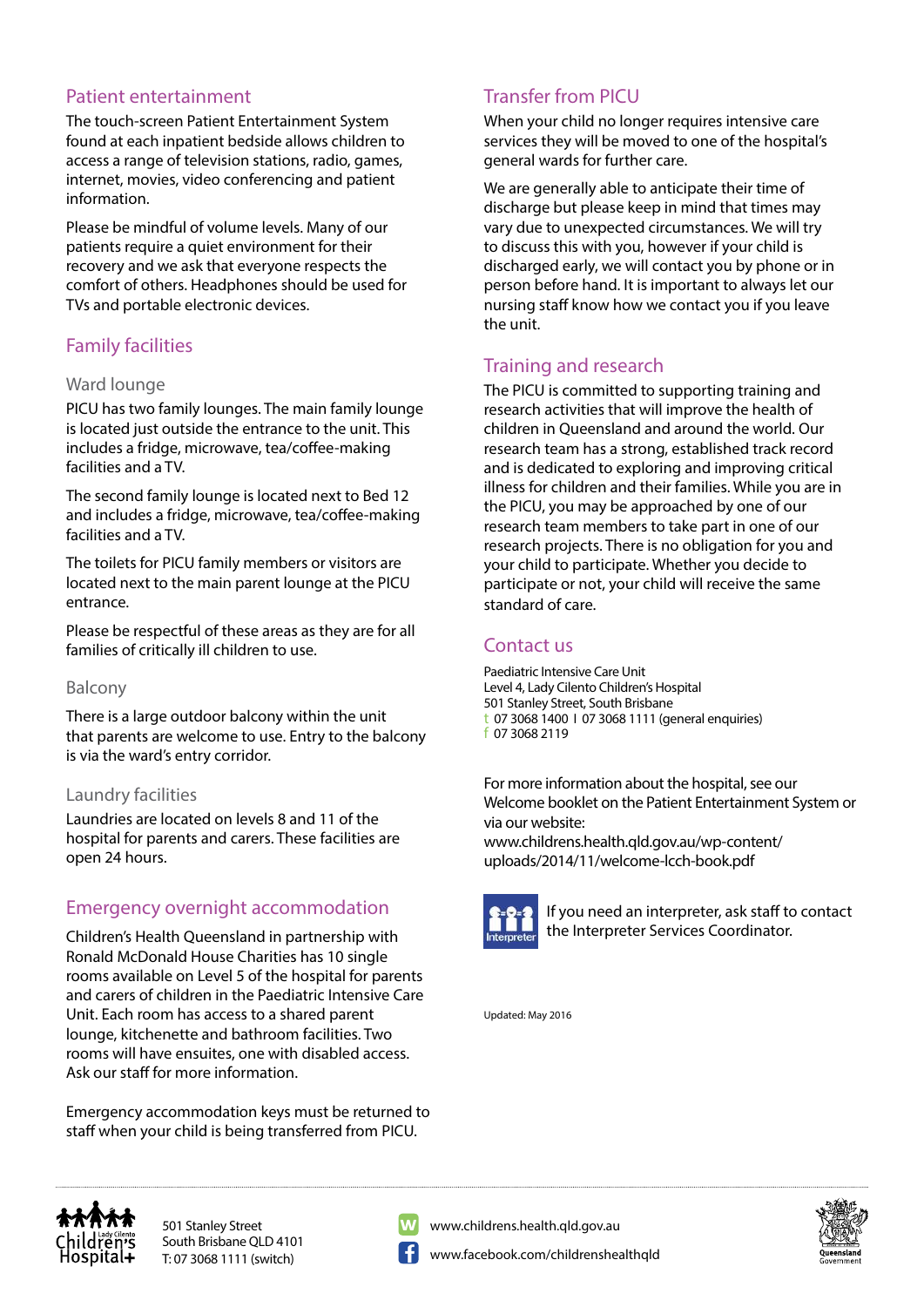## Patient entertainment

The touch-screen Patient Entertainment System found at each inpatient bedside allows children to access a range of television stations, radio, games, internet, movies, video conferencing and patient information.

Please be mindful of volume levels. Many of our patients require a quiet environment for their recovery and we ask that everyone respects the comfort of others. Headphones should be used for TVs and portable electronic devices.

## Family facilities

### Ward lounge

PICU has two family lounges. The main family lounge is located just outside the entrance to the unit. This includes a fridge, microwave, tea/coffee-making facilities and a TV.

The second family lounge is located next to Bed 12 and includes a fridge, microwave, tea/coffee-making facilities and a TV.

The toilets for PICU family members or visitors are located next to the main parent lounge at the PICU entrance.

Please be respectful of these areas as they are for all families of critically ill children to use.

### Balcony

There is a large outdoor balcony within the unit that parents are welcome to use. Entry to the balcony is via the ward's entry corridor.

### Laundry facilities

Laundries are located on levels 8 and 11 of the hospital for parents and carers. These facilities are open 24 hours.

## Emergency overnight accommodation

Children's Health Queensland in partnership with Ronald McDonald House Charities has 10 single rooms available on Level 5 of the hospital for parents and carers of children in the Paediatric Intensive Care Unit. Each room has access to a shared parent lounge, kitchenette and bathroom facilities. Two rooms will have ensuites, one with disabled access. Ask our staff for more information.

Emergency accommodation keys must be returned to staff when your child is being transferred from PICU.

## Transfer from PICU

When your child no longer requires intensive care services they will be moved to one of the hospital's general wards for further care.

We are generally able to anticipate their time of discharge but please keep in mind that times may vary due to unexpected circumstances. We will try to discuss this with you, however if your child is discharged early, we will contact you by phone or in person before hand. It is important to always let our nursing staff know how we contact you if you leave the unit.

## Training and research

The PICU is committed to supporting training and research activities that will improve the health of children in Queensland and around the world. Our research team has a strong, established track record and is dedicated to exploring and improving critical illness for children and their families. While you are in the PICU, you may be approached by one of our research team members to take part in one of our research projects. There is no obligation for you and your child to participate. Whether you decide to participate or not, your child will receive the same standard of care.

## Contact us

Paediatric Intensive Care Unit
Level 4, Lady Cilento Children's Hospital
501 Stanley Street, South Brisbane
t 07 3068 1400 I 07 3068 1111 (general enquiries)
f 07 3068 2119

For more information about the hospital, see our Welcome booklet on the Patient Entertainment System or via our website:
www.childrens.health.qld.gov.au/wp-content/uploads/2014/11/welcome-lcch-book.pdf

Interpreter

If you need an interpreter, ask staff to contact the Interpreter Services Coordinator.

Updated: May 2016

Lady Cilento Children's Hospital

501 Stanley Street
South Brisbane QLD 4101
T: 07 3068 1111 (switch)

www.childrens.health.qld.gov.au
www.facebook.com/childrenshealthqld

Queensland Government